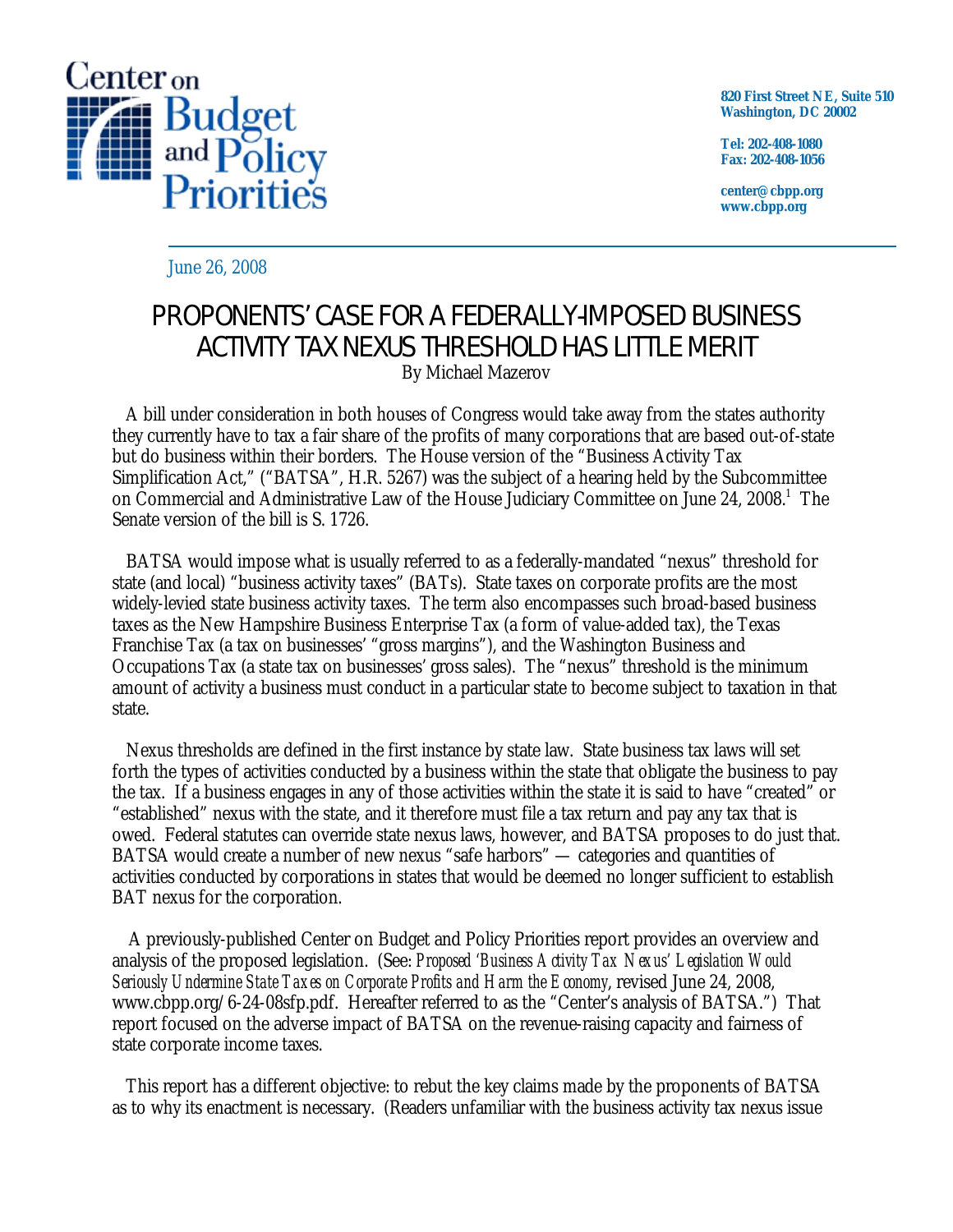Center on Budget and Policy Priorities

820 First Street NE, Suite 510
Washington, DC 20002

Tel: 202-408-1080
Fax: 202-408-1056

center@cbpp.org
www.cbpp.org

June 26, 2008

# PROPONENTS' CASE FOR A FEDERALLY-IMPOSED BUSINESS ACTIVITY TAX NEXUS THRESHOLD HAS LITTLE MERIT

By Michael Mazerov

A bill under consideration in both houses of Congress would take away from the states authority they currently have to tax a fair share of the profits of many corporations that are based out-of-state but do business within their borders. The House version of the "Business Activity Tax Simplification Act," ("BATSA", H.R. 5267) was the subject of a hearing held by the Subcommittee on Commercial and Administrative Law of the House Judiciary Committee on June 24, 2008.[1] The Senate version of the bill is S. 1726.

BATSA would impose what is usually referred to as a federally-mandated "nexus" threshold for state (and local) "business activity taxes" (BATs). State taxes on corporate profits are the most widely-levied state business activity taxes. The term also encompasses such broad-based business taxes as the New Hampshire Business Enterprise Tax (a form of value-added tax), the Texas Franchise Tax (a tax on businesses' "gross margins"), and the Washington Business and Occupations Tax (a state tax on businesses' gross sales). The "nexus" threshold is the minimum amount of activity a business must conduct in a particular state to become subject to taxation in that state.

Nexus thresholds are defined in the first instance by state law. State business tax laws will set forth the types of activities conducted by a business within the state that obligate the business to pay the tax. If a business engages in any of those activities within the state it is said to have "created" or "established" nexus with the state, and it therefore must file a tax return and pay any tax that is owed. Federal statutes can override state nexus laws, however, and BATSA proposes to do just that. BATSA would create a number of new nexus "safe harbors" — categories and quantities of activities conducted by corporations in states that would be deemed no longer sufficient to establish BAT nexus for the corporation.

A previously-published Center on Budget and Policy Priorities report provides an overview and analysis of the proposed legislation. (See: *Proposed 'Business Activity Tax Nexus' Legislation Would Seriously Undermine State Taxes on Corporate Profits and Harm the Economy*, revised June 24, 2008, www.cbpp.org/6-24-08sfp.pdf. Hereafter referred to as the "Center's analysis of BATSA.") That report focused on the adverse impact of BATSA on the revenue-raising capacity and fairness of state corporate income taxes.

This report has a different objective: to rebut the key claims made by the proponents of BATSA as to why its enactment is necessary. (Readers unfamiliar with the business activity tax nexus issue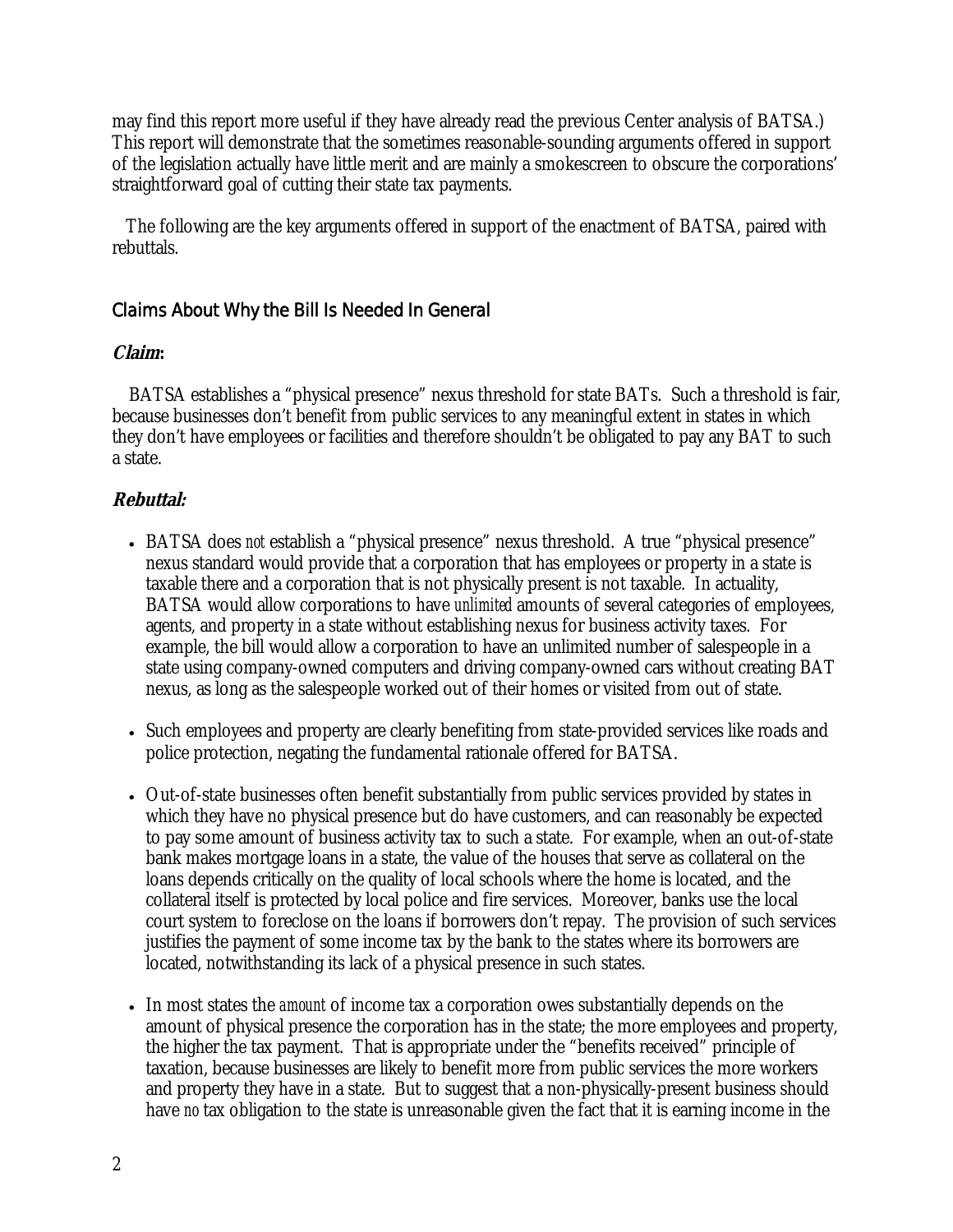may find this report more useful if they have already read the previous Center analysis of BATSA.) This report will demonstrate that the sometimes reasonable-sounding arguments offered in support of the legislation actually have little merit and are mainly a smokescreen to obscure the corporations' straightforward goal of cutting their state tax payments.

The following are the key arguments offered in support of the enactment of BATSA, paired with rebuttals.

## Claims About Why the Bill Is Needed In General

### *Claim*:

BATSA establishes a "physical presence" nexus threshold for state BATs. Such a threshold is fair, because businesses don't benefit from public services to any meaningful extent in states in which they don't have employees or facilities and therefore shouldn't be obligated to pay any BAT to such a state.

### *Rebuttal:*

- BATSA does *not* establish a "physical presence" nexus threshold. A true "physical presence" nexus standard would provide that a corporation that has employees or property in a state is taxable there and a corporation that is not physically present is not taxable. In actuality, BATSA would allow corporations to have *unlimited* amounts of several categories of employees, agents, and property in a state without establishing nexus for business activity taxes. For example, the bill would allow a corporation to have an unlimited number of salespeople in a state using company-owned computers and driving company-owned cars without creating BAT nexus, as long as the salespeople worked out of their homes or visited from out of state.

- Such employees and property are clearly benefiting from state-provided services like roads and police protection, negating the fundamental rationale offered for BATSA.

- Out-of-state businesses often benefit substantially from public services provided by states in which they have no physical presence but do have customers, and can reasonably be expected to pay some amount of business activity tax to such a state. For example, when an out-of-state bank makes mortgage loans in a state, the value of the houses that serve as collateral on the loans depends critically on the quality of local schools where the home is located, and the collateral itself is protected by local police and fire services. Moreover, banks use the local court system to foreclose on the loans if borrowers don't repay. The provision of such services justifies the payment of some income tax by the bank to the states where its borrowers are located, notwithstanding its lack of a physical presence in such states.

- In most states the *amount* of income tax a corporation owes substantially depends on the amount of physical presence the corporation has in the state; the more employees and property, the higher the tax payment. That is appropriate under the "benefits received" principle of taxation, because businesses are likely to benefit more from public services the more workers and property they have in a state. But to suggest that a non-physically-present business should have *no* tax obligation to the state is unreasonable given the fact that it is earning income in the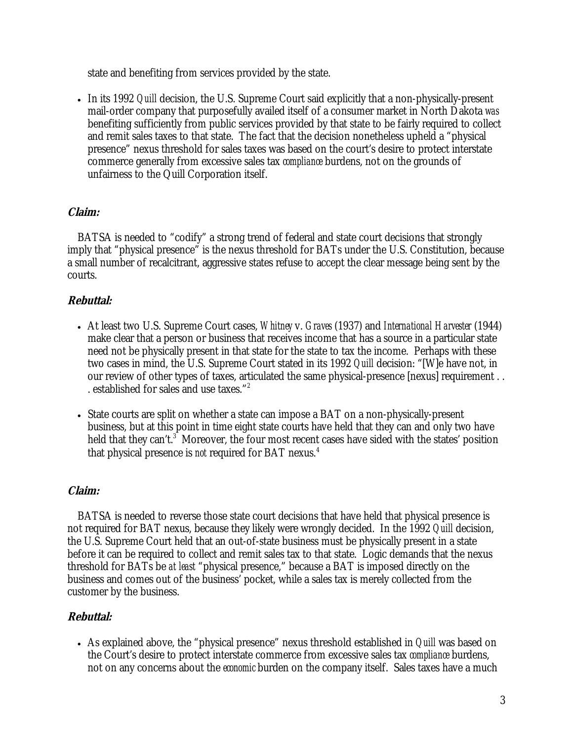state and benefiting from services provided by the state.

- In its 1992 *Quill* decision, the U.S. Supreme Court said explicitly that a non-physically-present mail-order company that purposefully availed itself of a consumer market in North Dakota *was* benefiting sufficiently from public services provided by that state to be fairly required to collect and remit sales taxes to that state. The fact that the decision nonetheless upheld a "physical presence" nexus threshold for sales taxes was based on the court's desire to protect interstate commerce generally from excessive sales tax *compliance* burdens, not on the grounds of unfairness to the Quill Corporation itself.

### *Claim:*

BATSA is needed to "codify" a strong trend of federal and state court decisions that strongly imply that "physical presence" is the nexus threshold for BATs under the U.S. Constitution, because a small number of recalcitrant, aggressive states refuse to accept the clear message being sent by the courts.

### *Rebuttal:*

- At least two U.S. Supreme Court cases, *Whitney* v. *Graves* (1937) and *International Harvester* (1944) make clear that a person or business that receives income that has a source in a particular state need not be physically present in that state for the state to tax the income. Perhaps with these two cases in mind, the U.S. Supreme Court stated in its 1992 *Quill* decision: "[W]e have not, in our review of other types of taxes, articulated the same physical-presence [nexus] requirement . . . established for sales and use taxes."[2]

- State courts are split on whether a state can impose a BAT on a non-physically-present business, but at this point in time eight state courts have held that they can and only two have held that they can't.[3] Moreover, the four most recent cases have sided with the states' position that physical presence is *not* required for BAT nexus.[4]

### *Claim:*

BATSA is needed to reverse those state court decisions that have held that physical presence is not required for BAT nexus, because they likely were wrongly decided. In the 1992 *Quill* decision, the U.S. Supreme Court held that an out-of-state business must be physically present in a state before it can be required to collect and remit sales tax to that state. Logic demands that the nexus threshold for BATs be *at least* "physical presence," because a BAT is imposed directly on the business and comes out of the business' pocket, while a sales tax is merely collected from the customer by the business.

### *Rebuttal:*

- As explained above, the "physical presence" nexus threshold established in *Quill* was based on the Court's desire to protect interstate commerce from excessive sales tax *compliance* burdens, not on any concerns about the *economic* burden on the company itself. Sales taxes have a much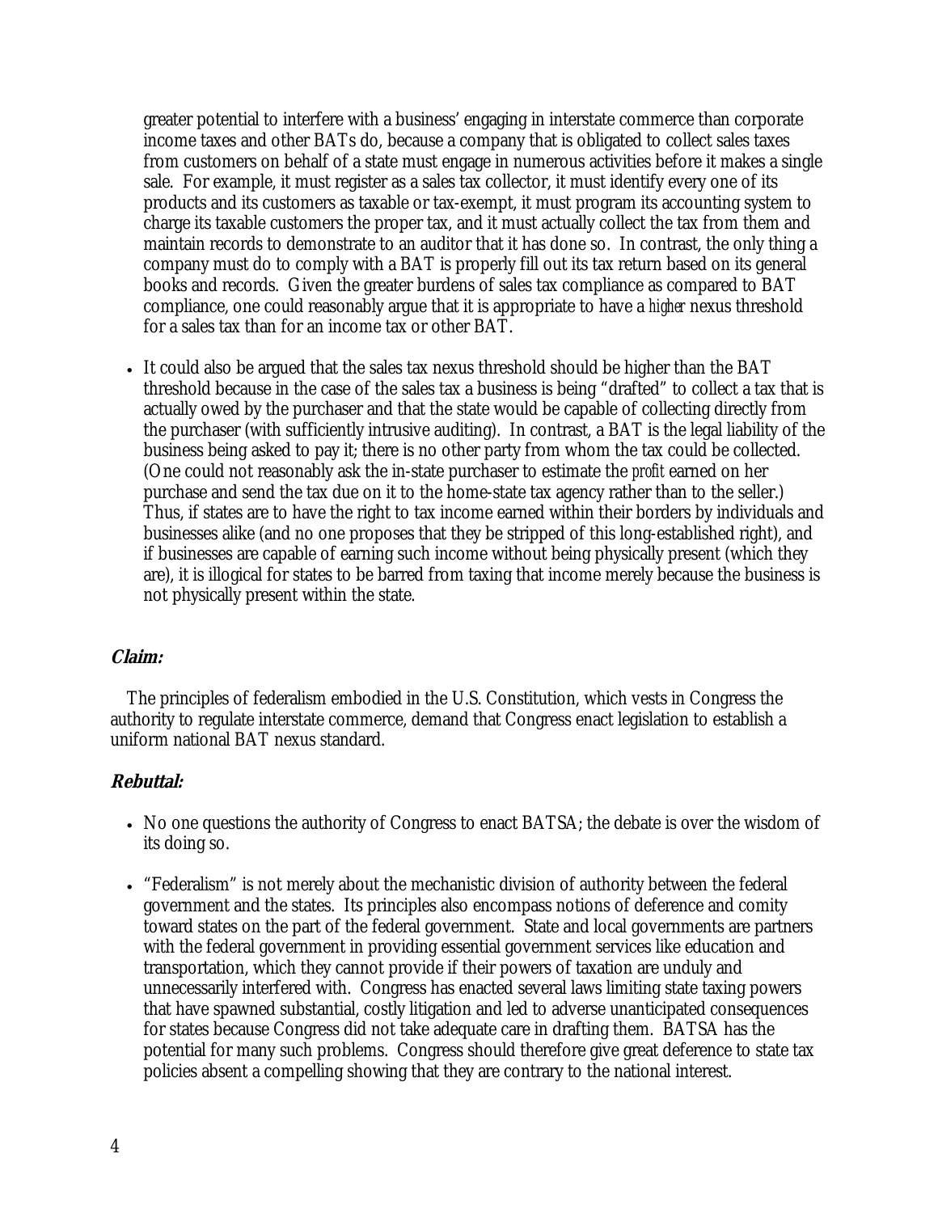greater potential to interfere with a business' engaging in interstate commerce than corporate income taxes and other BATs do, because a company that is obligated to collect sales taxes from customers on behalf of a state must engage in numerous activities before it makes a single sale. For example, it must register as a sales tax collector, it must identify every one of its products and its customers as taxable or tax-exempt, it must program its accounting system to charge its taxable customers the proper tax, and it must actually collect the tax from them and maintain records to demonstrate to an auditor that it has done so. In contrast, the only thing a company must do to comply with a BAT is properly fill out its tax return based on its general books and records. Given the greater burdens of sales tax compliance as compared to BAT compliance, one could reasonably argue that it is appropriate to have a *higher* nexus threshold for a sales tax than for an income tax or other BAT.

- It could also be argued that the sales tax nexus threshold should be higher than the BAT threshold because in the case of the sales tax a business is being "drafted" to collect a tax that is actually owed by the purchaser and that the state would be capable of collecting directly from the purchaser (with sufficiently intrusive auditing). In contrast, a BAT is the legal liability of the business being asked to pay it; there is no other party from whom the tax could be collected. (One could not reasonably ask the in-state purchaser to estimate the *profit* earned on her purchase and send the tax due on it to the home-state tax agency rather than to the seller.) Thus, if states are to have the right to tax income earned within their borders by individuals and businesses alike (and no one proposes that they be stripped of this long-established right), and if businesses are capable of earning such income without being physically present (which they are), it is illogical for states to be barred from taxing that income merely because the business is not physically present within the state.

### *Claim:*

The principles of federalism embodied in the U.S. Constitution, which vests in Congress the authority to regulate interstate commerce, demand that Congress enact legislation to establish a uniform national BAT nexus standard.

### *Rebuttal:*

- No one questions the authority of Congress to enact BATSA; the debate is over the wisdom of its doing so.
- "Federalism" is not merely about the mechanistic division of authority between the federal government and the states. Its principles also encompass notions of deference and comity toward states on the part of the federal government. State and local governments are partners with the federal government in providing essential government services like education and transportation, which they cannot provide if their powers of taxation are unduly and unnecessarily interfered with. Congress has enacted several laws limiting state taxing powers that have spawned substantial, costly litigation and led to adverse unanticipated consequences for states because Congress did not take adequate care in drafting them. BATSA has the potential for many such problems. Congress should therefore give great deference to state tax policies absent a compelling showing that they are contrary to the national interest.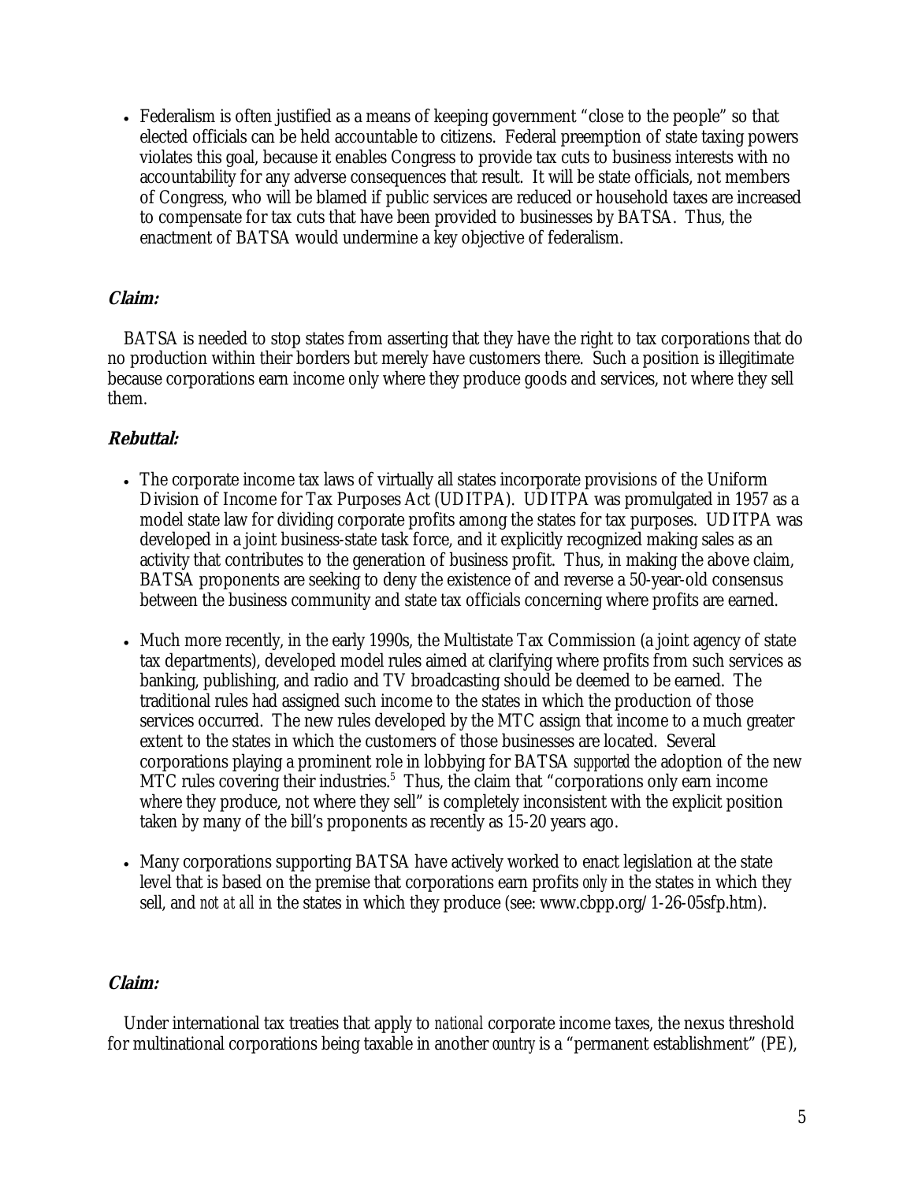- Federalism is often justified as a means of keeping government "close to the people" so that elected officials can be held accountable to citizens. Federal preemption of state taxing powers violates this goal, because it enables Congress to provide tax cuts to business interests with no accountability for any adverse consequences that result. It will be state officials, not members of Congress, who will be blamed if public services are reduced or household taxes are increased to compensate for tax cuts that have been provided to businesses by BATSA. Thus, the enactment of BATSA would undermine a key objective of federalism.

***Claim:***

BATSA is needed to stop states from asserting that they have the right to tax corporations that do no production within their borders but merely have customers there. Such a position is illegitimate because corporations earn income only where they produce goods and services, not where they sell them.

***Rebuttal:***

- The corporate income tax laws of virtually all states incorporate provisions of the Uniform Division of Income for Tax Purposes Act (UDITPA). UDITPA was promulgated in 1957 as a model state law for dividing corporate profits among the states for tax purposes. UDITPA was developed in a joint business-state task force, and it explicitly recognized making sales as an activity that contributes to the generation of business profit. Thus, in making the above claim, BATSA proponents are seeking to deny the existence of and reverse a 50-year-old consensus between the business community and state tax officials concerning where profits are earned.

- Much more recently, in the early 1990s, the Multistate Tax Commission (a joint agency of state tax departments), developed model rules aimed at clarifying where profits from such services as banking, publishing, and radio and TV broadcasting should be deemed to be earned. The traditional rules had assigned such income to the states in which the production of those services occurred. The new rules developed by the MTC assign that income to a much greater extent to the states in which the customers of those businesses are located. Several corporations playing a prominent role in lobbying for BATSA *supported* the adoption of the new MTC rules covering their industries.[5] Thus, the claim that "corporations only earn income where they produce, not where they sell" is completely inconsistent with the explicit position taken by many of the bill's proponents as recently as 15-20 years ago.

- Many corporations supporting BATSA have actively worked to enact legislation at the state level that is based on the premise that corporations earn profits *only* in the states in which they sell, and *not at all* in the states in which they produce (see: www.cbpp.org/1-26-05sfp.htm).

***Claim:***

Under international tax treaties that apply to *national* corporate income taxes, the nexus threshold for multinational corporations being taxable in another *country* is a "permanent establishment" (PE),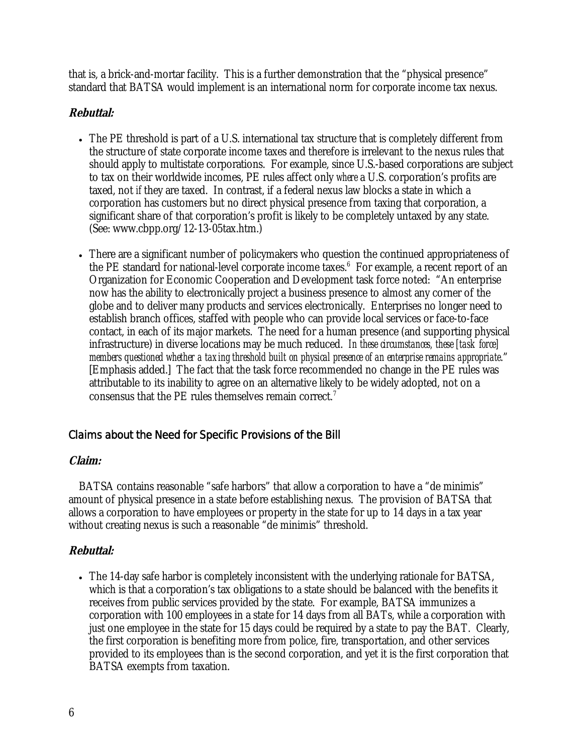that is, a brick-and-mortar facility. This is a further demonstration that the "physical presence" standard that BATSA would implement is an international norm for corporate income tax nexus.

**Rebuttal:**

- The PE threshold is part of a U.S. international tax structure that is completely different from the structure of state corporate income taxes and therefore is irrelevant to the nexus rules that should apply to multistate corporations. For example, since U.S.-based corporations are subject to tax on their worldwide incomes, PE rules affect only *where* a U.S. corporation's profits are taxed, not *if* they are taxed. In contrast, if a federal nexus law blocks a state in which a corporation has customers but no direct physical presence from taxing that corporation, a significant share of that corporation's profit is likely to be completely untaxed by any state. (See: www.cbpp.org/12-13-05tax.htm.)

- There are a significant number of policymakers who question the continued appropriateness of the PE standard for national-level corporate income taxes.[6] For example, a recent report of an Organization for Economic Cooperation and Development task force noted: "An enterprise now has the ability to electronically project a business presence to almost any corner of the globe and to deliver many products and services electronically. Enterprises no longer need to establish branch offices, staffed with people who can provide local services or face-to-face contact, in each of its major markets. The need for a human presence (and supporting physical infrastructure) in diverse locations may be much reduced. *In these circumstances, these [task force] members questioned whether a taxing threshold built on physical presence of an enterprise remains appropriate*." [Emphasis added.] The fact that the task force recommended no change in the PE rules was attributable to its inability to agree on an alternative likely to be widely adopted, not on a consensus that the PE rules themselves remain correct.[7]

## Claims about the Need for Specific Provisions of the Bill

**Claim:**

BATSA contains reasonable "safe harbors" that allow a corporation to have a "de minimis" amount of physical presence in a state before establishing nexus. The provision of BATSA that allows a corporation to have employees or property in the state for up to 14 days in a tax year without creating nexus is such a reasonable "de minimis" threshold.

**Rebuttal:**

- The 14-day safe harbor is completely inconsistent with the underlying rationale for BATSA, which is that a corporation's tax obligations to a state should be balanced with the benefits it receives from public services provided by the state. For example, BATSA immunizes a corporation with 100 employees in a state for 14 days from all BATs, while a corporation with just one employee in the state for 15 days could be required by a state to pay the BAT. Clearly, the first corporation is benefiting more from police, fire, transportation, and other services provided to its employees than is the second corporation, and yet it is the first corporation that BATSA exempts from taxation.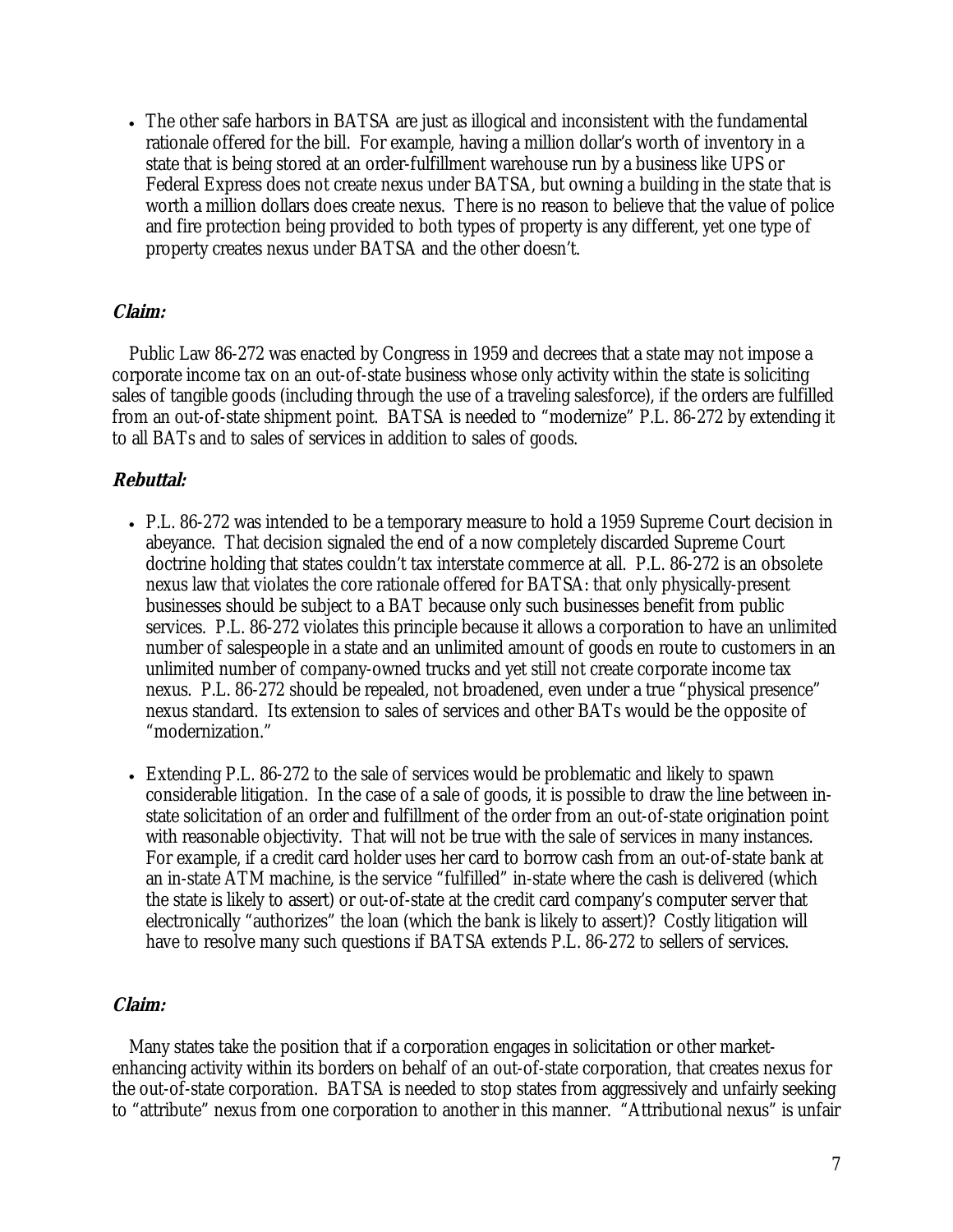- The other safe harbors in BATSA are just as illogical and inconsistent with the fundamental rationale offered for the bill. For example, having a million dollar's worth of inventory in a state that is being stored at an order-fulfillment warehouse run by a business like UPS or Federal Express does not create nexus under BATSA, but owning a building in the state that is worth a million dollars does create nexus. There is no reason to believe that the value of police and fire protection being provided to both types of property is any different, yet one type of property creates nexus under BATSA and the other doesn't.

### *Claim:*

Public Law 86-272 was enacted by Congress in 1959 and decrees that a state may not impose a corporate income tax on an out-of-state business whose only activity within the state is soliciting sales of tangible goods (including through the use of a traveling salesforce), if the orders are fulfilled from an out-of-state shipment point. BATSA is needed to "modernize" P.L. 86-272 by extending it to all BATs and to sales of services in addition to sales of goods.

### *Rebuttal:*

- P.L. 86-272 was intended to be a temporary measure to hold a 1959 Supreme Court decision in abeyance. That decision signaled the end of a now completely discarded Supreme Court doctrine holding that states couldn't tax interstate commerce at all. P.L. 86-272 is an obsolete nexus law that violates the core rationale offered for BATSA: that only physically-present businesses should be subject to a BAT because only such businesses benefit from public services. P.L. 86-272 violates this principle because it allows a corporation to have an unlimited number of salespeople in a state and an unlimited amount of goods en route to customers in an unlimited number of company-owned trucks and yet still not create corporate income tax nexus. P.L. 86-272 should be repealed, not broadened, even under a true "physical presence" nexus standard. Its extension to sales of services and other BATs would be the opposite of "modernization."

- Extending P.L. 86-272 to the sale of services would be problematic and likely to spawn considerable litigation. In the case of a sale of goods, it is possible to draw the line between in-state solicitation of an order and fulfillment of the order from an out-of-state origination point with reasonable objectivity. That will not be true with the sale of services in many instances. For example, if a credit card holder uses her card to borrow cash from an out-of-state bank at an in-state ATM machine, is the service "fulfilled" in-state where the cash is delivered (which the state is likely to assert) or out-of-state at the credit card company's computer server that electronically "authorizes" the loan (which the bank is likely to assert)? Costly litigation will have to resolve many such questions if BATSA extends P.L. 86-272 to sellers of services.

### *Claim:*

Many states take the position that if a corporation engages in solicitation or other market-enhancing activity within its borders on behalf of an out-of-state corporation, that creates nexus for the out-of-state corporation. BATSA is needed to stop states from aggressively and unfairly seeking to "attribute" nexus from one corporation to another in this manner. "Attributional nexus" is unfair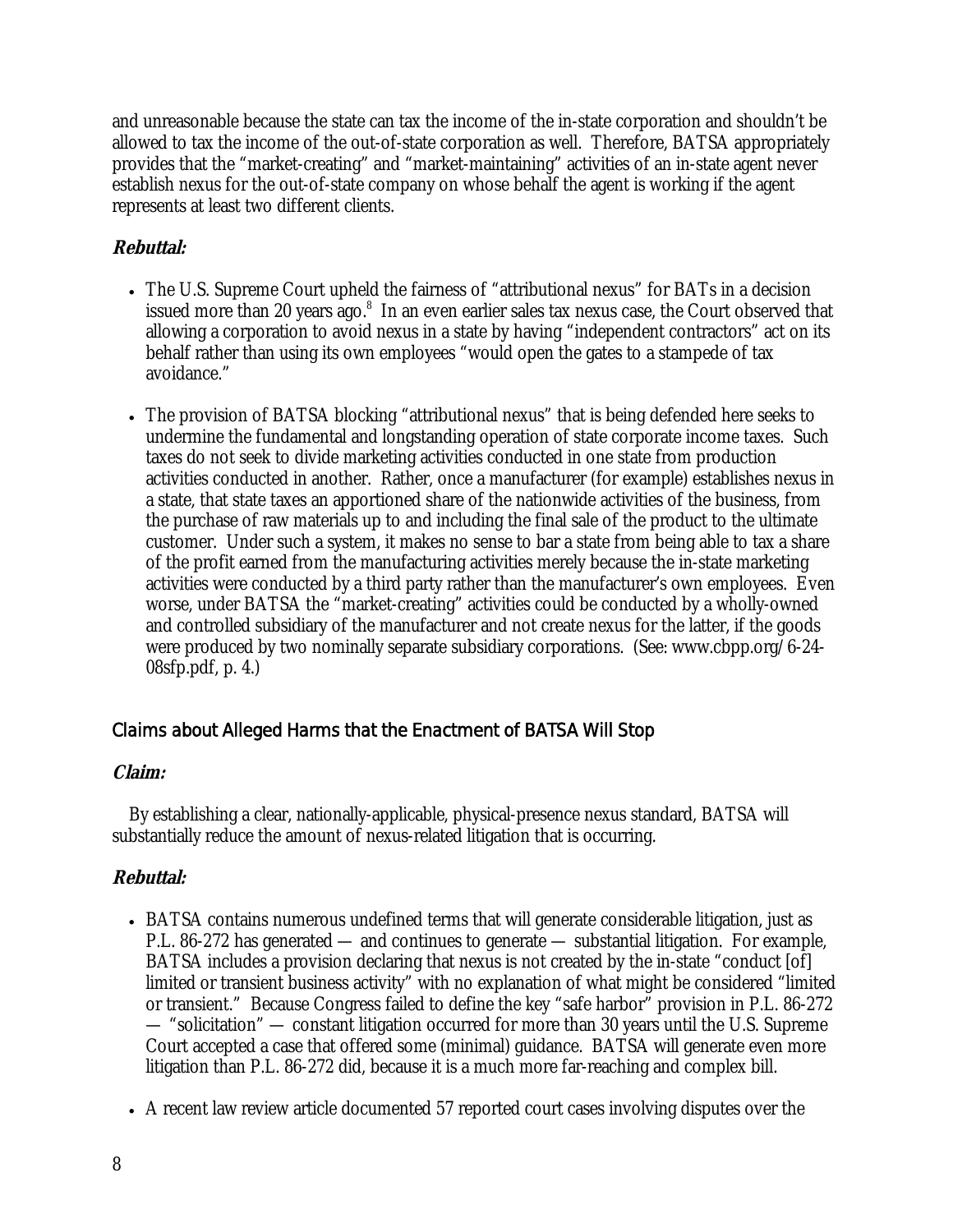and unreasonable because the state can tax the income of the in-state corporation and shouldn't be allowed to tax the income of the out-of-state corporation as well. Therefore, BATSA appropriately provides that the "market-creating" and "market-maintaining" activities of an in-state agent never establish nexus for the out-of-state company on whose behalf the agent is working if the agent represents at least two different clients.

***Rebuttal:***

- The U.S. Supreme Court upheld the fairness of "attributional nexus" for BATs in a decision issued more than 20 years ago.[8] In an even earlier sales tax nexus case, the Court observed that allowing a corporation to avoid nexus in a state by having "independent contractors" act on its behalf rather than using its own employees "would open the gates to a stampede of tax avoidance."
- The provision of BATSA blocking "attributional nexus" that is being defended here seeks to undermine the fundamental and longstanding operation of state corporate income taxes. Such taxes do not seek to divide marketing activities conducted in one state from production activities conducted in another. Rather, once a manufacturer (for example) establishes nexus in a state, that state taxes an apportioned share of the nationwide activities of the business, from the purchase of raw materials up to and including the final sale of the product to the ultimate customer. Under such a system, it makes no sense to bar a state from being able to tax a share of the profit earned from the manufacturing activities merely because the in-state marketing activities were conducted by a third party rather than the manufacturer's own employees. Even worse, under BATSA the "market-creating" activities could be conducted by a wholly-owned and controlled subsidiary of the manufacturer and not create nexus for the latter, if the goods were produced by two nominally separate subsidiary corporations. (See: www.cbpp.org/6-24-08sfp.pdf, p. 4.)

## Claims about Alleged Harms that the Enactment of BATSA Will Stop

***Claim:***

By establishing a clear, nationally-applicable, physical-presence nexus standard, BATSA will substantially reduce the amount of nexus-related litigation that is occurring.

***Rebuttal:***

- BATSA contains numerous undefined terms that will generate considerable litigation, just as P.L. 86-272 has generated — and continues to generate — substantial litigation. For example, BATSA includes a provision declaring that nexus is not created by the in-state "conduct [of] limited or transient business activity" with no explanation of what might be considered "limited or transient." Because Congress failed to define the key "safe harbor" provision in P.L. 86-272 — "solicitation" — constant litigation occurred for more than 30 years until the U.S. Supreme Court accepted a case that offered some (minimal) guidance. BATSA will generate even more litigation than P.L. 86-272 did, because it is a much more far-reaching and complex bill.
- A recent law review article documented 57 reported court cases involving disputes over the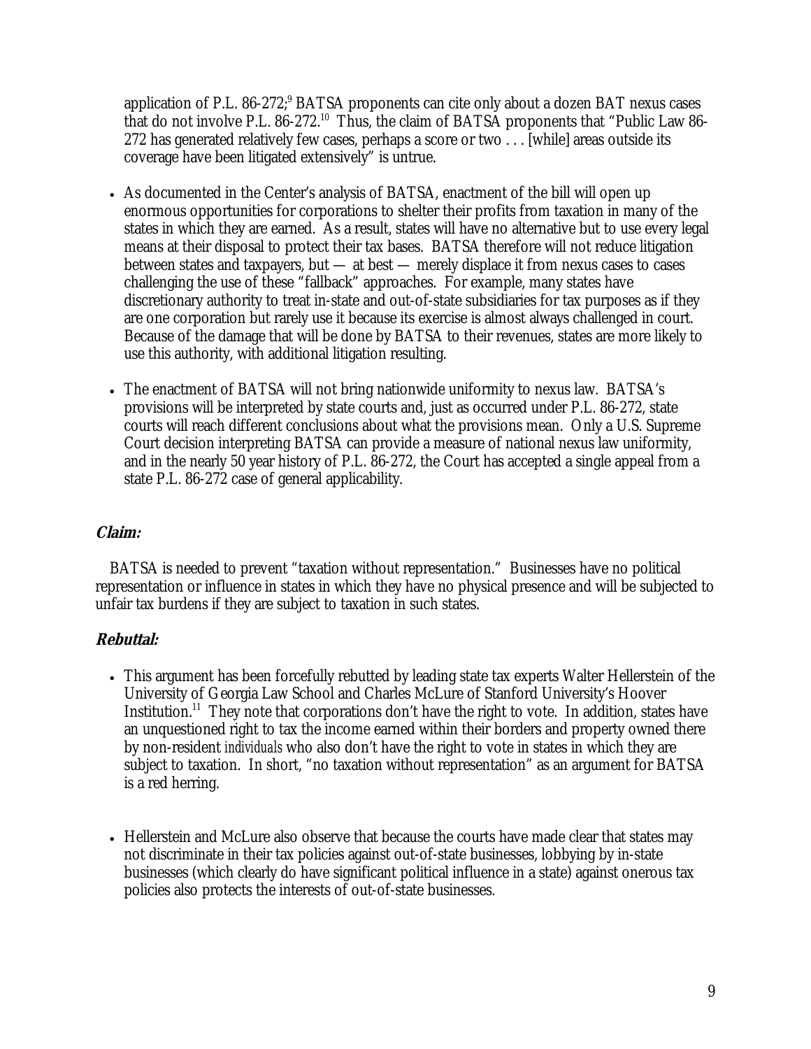application of P.L. 86-272;[9] BATSA proponents can cite only about a dozen BAT nexus cases that do not involve P.L. 86-272.[10] Thus, the claim of BATSA proponents that "Public Law 86-272 has generated relatively few cases, perhaps a score or two . . . [while] areas outside its coverage have been litigated extensively" is untrue.

- As documented in the Center's analysis of BATSA, enactment of the bill will open up enormous opportunities for corporations to shelter their profits from taxation in many of the states in which they are earned. As a result, states will have no alternative but to use every legal means at their disposal to protect their tax bases. BATSA therefore will not reduce litigation between states and taxpayers, but — at best — merely displace it from nexus cases to cases challenging the use of these "fallback" approaches. For example, many states have discretionary authority to treat in-state and out-of-state subsidiaries for tax purposes as if they are one corporation but rarely use it because its exercise is almost always challenged in court. Because of the damage that will be done by BATSA to their revenues, states are more likely to use this authority, with additional litigation resulting.

- The enactment of BATSA will not bring nationwide uniformity to nexus law. BATSA's provisions will be interpreted by state courts and, just as occurred under P.L. 86-272, state courts will reach different conclusions about what the provisions mean. Only a U.S. Supreme Court decision interpreting BATSA can provide a measure of national nexus law uniformity, and in the nearly 50 year history of P.L. 86-272, the Court has accepted a single appeal from a state P.L. 86-272 case of general applicability.

### Claim:

BATSA is needed to prevent "taxation without representation." Businesses have no political representation or influence in states in which they have no physical presence and will be subjected to unfair tax burdens if they are subject to taxation in such states.

### Rebuttal:

- This argument has been forcefully rebutted by leading state tax experts Walter Hellerstein of the University of Georgia Law School and Charles McLure of Stanford University's Hoover Institution.[11] They note that corporations don't have the right to vote. In addition, states have an unquestioned right to tax the income earned within their borders and property owned there by non-resident *individuals* who also don't have the right to vote in states in which they are subject to taxation. In short, "no taxation without representation" as an argument for BATSA is a red herring.

- Hellerstein and McLure also observe that because the courts have made clear that states may not discriminate in their tax policies against out-of-state businesses, lobbying by in-state businesses (which clearly do have significant political influence in a state) against onerous tax policies also protects the interests of out-of-state businesses.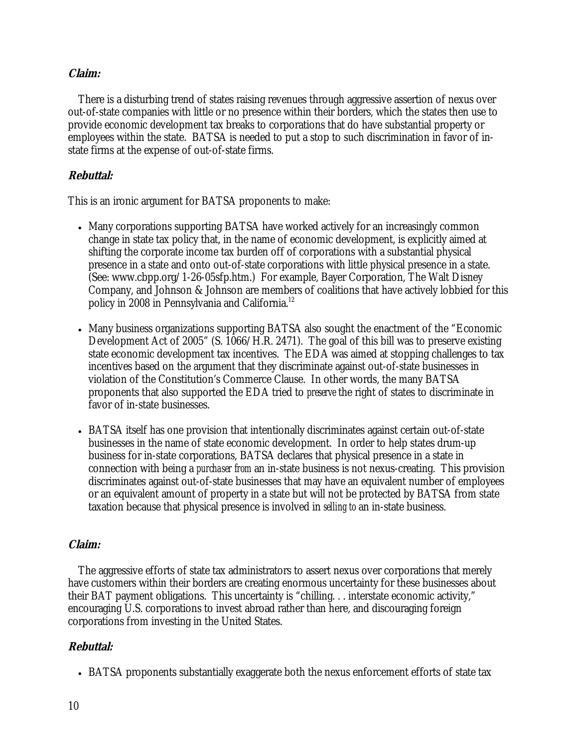***Claim:***

There is a disturbing trend of states raising revenues through aggressive assertion of nexus over out-of-state companies with little or no presence within their borders, which the states then use to provide economic development tax breaks to corporations that do have substantial property or employees within the state. BATSA is needed to put a stop to such discrimination in favor of in-state firms at the expense of out-of-state firms.

***Rebuttal:***

This is an ironic argument for BATSA proponents to make:

- Many corporations supporting BATSA have worked actively for an increasingly common change in state tax policy that, in the name of economic development, is explicitly aimed at shifting the corporate income tax burden off of corporations with a substantial physical presence in a state and onto out-of-state corporations with little physical presence in a state. (See: www.cbpp.org/1-26-05sfp.htm.) For example, Bayer Corporation, The Walt Disney Company, and Johnson & Johnson are members of coalitions that have actively lobbied for this policy in 2008 in Pennsylvania and California.[12]

- Many business organizations supporting BATSA also sought the enactment of the "Economic Development Act of 2005" (S. 1066/H.R. 2471). The goal of this bill was to preserve existing state economic development tax incentives. The EDA was aimed at stopping challenges to tax incentives based on the argument that they discriminate against out-of-state businesses in violation of the Constitution's Commerce Clause. In other words, the many BATSA proponents that also supported the EDA tried to *preserve* the right of states to discriminate in favor of in-state businesses.

- BATSA itself has one provision that intentionally discriminates against certain out-of-state businesses in the name of state economic development. In order to help states drum-up business for in-state corporations, BATSA declares that physical presence in a state in connection with being a *purchaser from* an in-state business is not nexus-creating. This provision discriminates against out-of-state businesses that may have an equivalent number of employees or an equivalent amount of property in a state but will not be protected by BATSA from state taxation because that physical presence is involved in *selling to* an in-state business.

***Claim:***

The aggressive efforts of state tax administrators to assert nexus over corporations that merely have customers within their borders are creating enormous uncertainty for these businesses about their BAT payment obligations. This uncertainty is "chilling. . . interstate economic activity," encouraging U.S. corporations to invest abroad rather than here, and discouraging foreign corporations from investing in the United States.

***Rebuttal:***

- BATSA proponents substantially exaggerate both the nexus enforcement efforts of state tax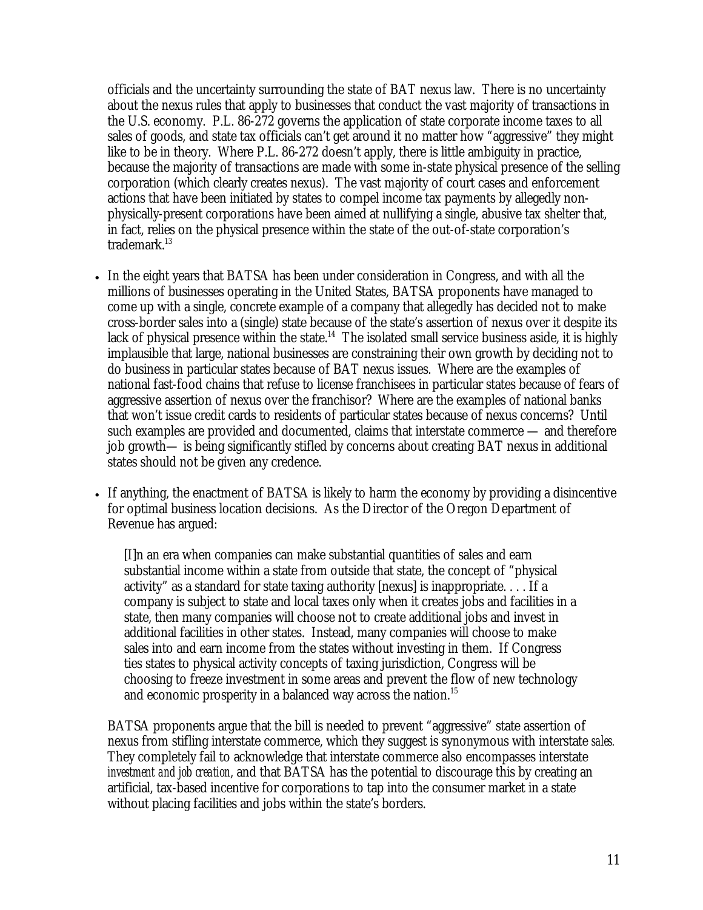officials and the uncertainty surrounding the state of BAT nexus law. There is no uncertainty about the nexus rules that apply to businesses that conduct the vast majority of transactions in the U.S. economy. P.L. 86-272 governs the application of state corporate income taxes to all sales of goods, and state tax officials can't get around it no matter how "aggressive" they might like to be in theory. Where P.L. 86-272 doesn't apply, there is little ambiguity in practice, because the majority of transactions are made with some in-state physical presence of the selling corporation (which clearly creates nexus). The vast majority of court cases and enforcement actions that have been initiated by states to compel income tax payments by allegedly non-physically-present corporations have been aimed at nullifying a single, abusive tax shelter that, in fact, relies on the physical presence within the state of the out-of-state corporation's trademark.[13]

- In the eight years that BATSA has been under consideration in Congress, and with all the millions of businesses operating in the United States, BATSA proponents have managed to come up with a single, concrete example of a company that allegedly has decided not to make cross-border sales into a (single) state because of the state's assertion of nexus over it despite its lack of physical presence within the state.[14] The isolated small service business aside, it is highly implausible that large, national businesses are constraining their own growth by deciding not to do business in particular states because of BAT nexus issues. Where are the examples of national fast-food chains that refuse to license franchisees in particular states because of fears of aggressive assertion of nexus over the franchisor? Where are the examples of national banks that won't issue credit cards to residents of particular states because of nexus concerns? Until such examples are provided and documented, claims that interstate commerce — and therefore job growth— is being significantly stifled by concerns about creating BAT nexus in additional states should not be given any credence.

- If anything, the enactment of BATSA is likely to harm the economy by providing a disincentive for optimal business location decisions. As the Director of the Oregon Department of Revenue has argued:

  > [I]n an era when companies can make substantial quantities of sales and earn substantial income within a state from outside that state, the concept of "physical activity" as a standard for state taxing authority [nexus] is inappropriate. . . . If a company is subject to state and local taxes only when it creates jobs and facilities in a state, then many companies will choose not to create additional jobs and invest in additional facilities in other states. Instead, many companies will choose to make sales into and earn income from the states without investing in them. If Congress ties states to physical activity concepts of taxing jurisdiction, Congress will be choosing to freeze investment in some areas and prevent the flow of new technology and economic prosperity in a balanced way across the nation.[15]

  BATSA proponents argue that the bill is needed to prevent "aggressive" state assertion of nexus from stifling interstate commerce, which they suggest is synonymous with interstate *sales*. They completely fail to acknowledge that interstate commerce also encompasses interstate *investment and job creation*, and that BATSA has the potential to discourage this by creating an artificial, tax-based incentive for corporations to tap into the consumer market in a state without placing facilities and jobs within the state's borders.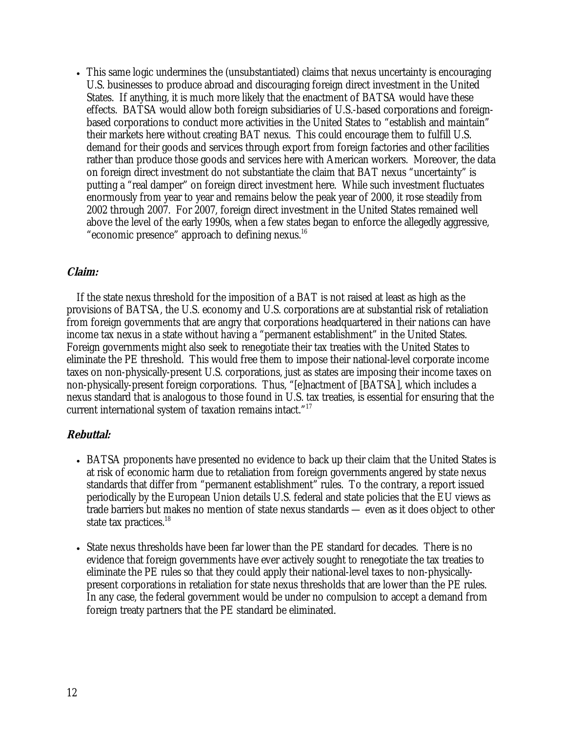- This same logic undermines the (unsubstantiated) claims that nexus uncertainty is encouraging U.S. businesses to produce abroad and discouraging foreign direct investment in the United States. If anything, it is much more likely that the enactment of BATSA would have these effects. BATSA would allow both foreign subsidiaries of U.S.-based corporations and foreign-based corporations to conduct more activities in the United States to "establish and maintain" their markets here without creating BAT nexus. This could encourage them to fulfill U.S. demand for their goods and services through export from foreign factories and other facilities rather than produce those goods and services here with American workers. Moreover, the data on foreign direct investment do not substantiate the claim that BAT nexus "uncertainty" is putting a "real damper" on foreign direct investment here. While such investment fluctuates enormously from year to year and remains below the peak year of 2000, it rose steadily from 2002 through 2007. For 2007, foreign direct investment in the United States remained well above the level of the early 1990s, when a few states began to enforce the allegedly aggressive, "economic presence" approach to defining nexus.[16]

### *Claim:*

If the state nexus threshold for the imposition of a BAT is not raised at least as high as the provisions of BATSA, the U.S. economy and U.S. corporations are at substantial risk of retaliation from foreign governments that are angry that corporations headquartered in their nations can have income tax nexus in a state without having a "permanent establishment" in the United States. Foreign governments might also seek to renegotiate their tax treaties with the United States to eliminate the PE threshold. This would free them to impose their national-level corporate income taxes on non-physically-present U.S. corporations, just as states are imposing their income taxes on non-physically-present foreign corporations. Thus, "[e]nactment of [BATSA], which includes a nexus standard that is analogous to those found in U.S. tax treaties, is essential for ensuring that the current international system of taxation remains intact."[17]

### *Rebuttal:*

- BATSA proponents have presented no evidence to back up their claim that the United States is at risk of economic harm due to retaliation from foreign governments angered by state nexus standards that differ from "permanent establishment" rules. To the contrary, a report issued periodically by the European Union details U.S. federal and state policies that the EU views as trade barriers but makes no mention of state nexus standards — even as it does object to other state tax practices.[18]

- State nexus thresholds have been far lower than the PE standard for decades. There is no evidence that foreign governments have ever actively sought to renegotiate the tax treaties to eliminate the PE rules so that they could apply their national-level taxes to non-physically-present corporations in retaliation for state nexus thresholds that are lower than the PE rules. In any case, the federal government would be under no compulsion to accept a demand from foreign treaty partners that the PE standard be eliminated.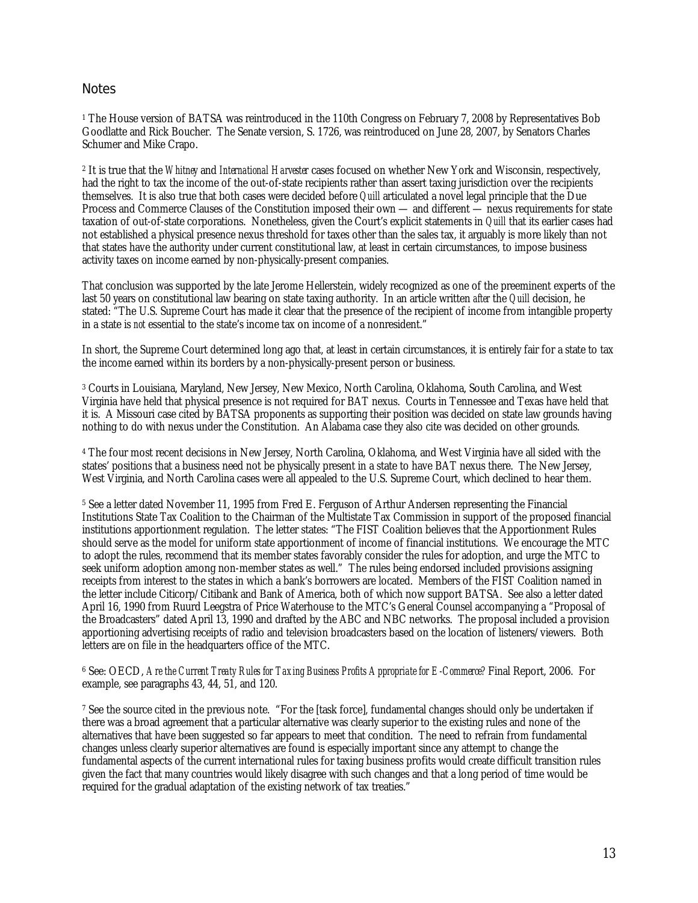## Notes

[1] The House version of BATSA was reintroduced in the 110th Congress on February 7, 2008 by Representatives Bob Goodlatte and Rick Boucher. The Senate version, S. 1726, was reintroduced on June 28, 2007, by Senators Charles Schumer and Mike Crapo.

[2] It is true that the *Whitney* and *International Harvester* cases focused on whether New York and Wisconsin, respectively, had the right to tax the income of the out-of-state recipients rather than assert taxing jurisdiction over the recipients themselves. It is also true that both cases were decided before *Quill* articulated a novel legal principle that the Due Process and Commerce Clauses of the Constitution imposed their own — and different — nexus requirements for state taxation of out-of-state corporations. Nonetheless, given the Court's explicit statements in *Quill* that its earlier cases had not established a physical presence nexus threshold for taxes other than the sales tax, it arguably is more likely than not that states have the authority under current constitutional law, at least in certain circumstances, to impose business activity taxes on income earned by non-physically-present companies.

That conclusion was supported by the late Jerome Hellerstein, widely recognized as one of the preeminent experts of the last 50 years on constitutional law bearing on state taxing authority. In an article written *after* the *Quill* decision, he stated: "The U.S. Supreme Court has made it clear that the presence of the recipient of income from intangible property in a state is *not* essential to the state's income tax on income of a nonresident."

In short, the Supreme Court determined long ago that, at least in certain circumstances, it is entirely fair for a state to tax the income earned within its borders by a non-physically-present person or business.

[3] Courts in Louisiana, Maryland, New Jersey, New Mexico, North Carolina, Oklahoma, South Carolina, and West Virginia have held that physical presence is not required for BAT nexus. Courts in Tennessee and Texas have held that it is. A Missouri case cited by BATSA proponents as supporting their position was decided on state law grounds having nothing to do with nexus under the Constitution. An Alabama case they also cite was decided on other grounds.

[4] The four most recent decisions in New Jersey, North Carolina, Oklahoma, and West Virginia have all sided with the states' positions that a business need not be physically present in a state to have BAT nexus there. The New Jersey, West Virginia, and North Carolina cases were all appealed to the U.S. Supreme Court, which declined to hear them.

[5] See a letter dated November 11, 1995 from Fred E. Ferguson of Arthur Andersen representing the Financial Institutions State Tax Coalition to the Chairman of the Multistate Tax Commission in support of the proposed financial institutions apportionment regulation. The letter states: "The FIST Coalition believes that the Apportionment Rules should serve as the model for uniform state apportionment of income of financial institutions. We encourage the MTC to adopt the rules, recommend that its member states favorably consider the rules for adoption, and urge the MTC to seek uniform adoption among non-member states as well." The rules being endorsed included provisions assigning receipts from interest to the states in which a bank's borrowers are located. Members of the FIST Coalition named in the letter include Citicorp/Citibank and Bank of America, both of which now support BATSA. See also a letter dated April 16, 1990 from Ruurd Leegstra of Price Waterhouse to the MTC's General Counsel accompanying a "Proposal of the Broadcasters" dated April 13, 1990 and drafted by the ABC and NBC networks. The proposal included a provision apportioning advertising receipts of radio and television broadcasters based on the location of listeners/viewers. Both letters are on file in the headquarters office of the MTC.

[6] See: OECD, *Are the Current Treaty Rules for Taxing Business Profits Appropriate for E-Commerce?* Final Report, 2006. For example, see paragraphs 43, 44, 51, and 120.

[7] See the source cited in the previous note. "For the [task force], fundamental changes should only be undertaken if there was a broad agreement that a particular alternative was clearly superior to the existing rules and none of the alternatives that have been suggested so far appears to meet that condition. The need to refrain from fundamental changes unless clearly superior alternatives are found is especially important since any attempt to change the fundamental aspects of the current international rules for taxing business profits would create difficult transition rules given the fact that many countries would likely disagree with such changes and that a long period of time would be required for the gradual adaptation of the existing network of tax treaties."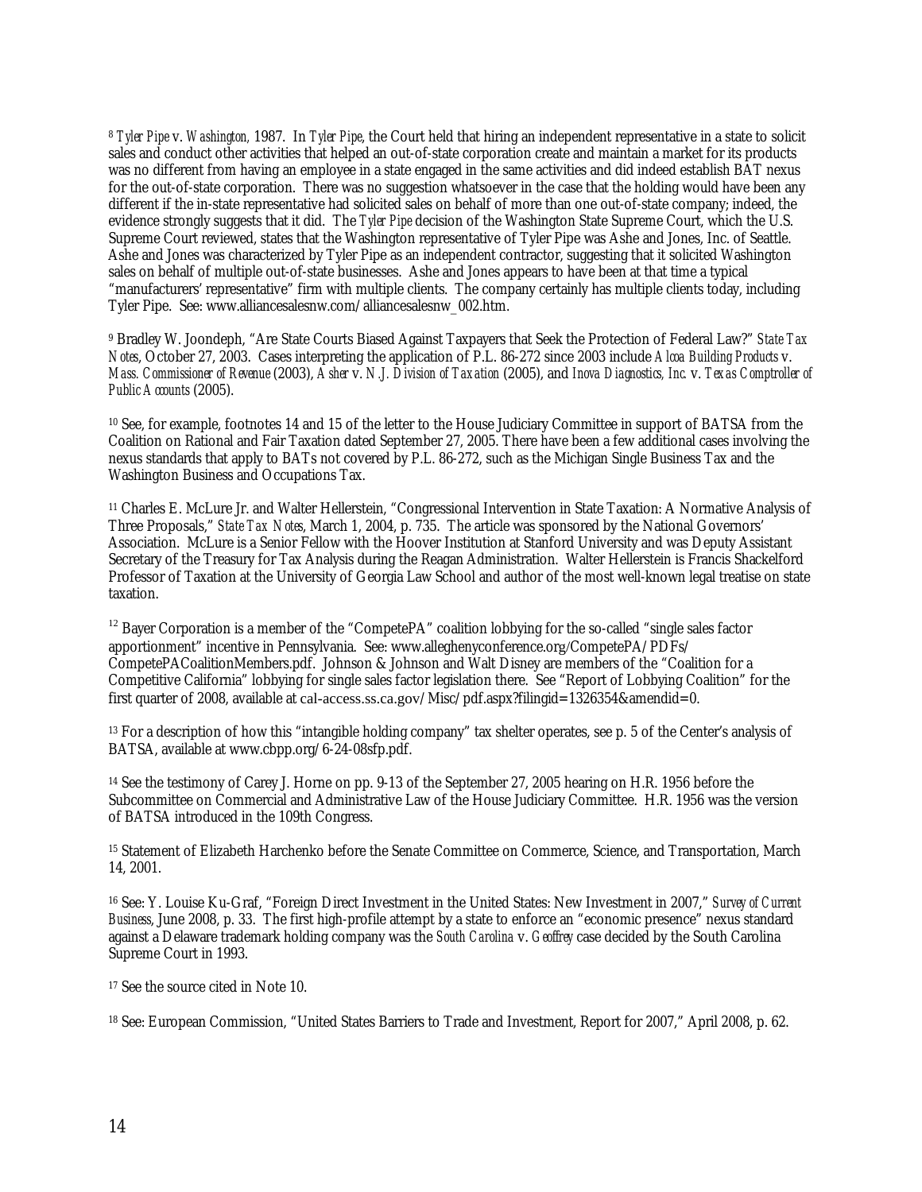[8] *Tyler Pipe* v. *Washington,* 1987. In *Tyler Pipe*, the Court held that hiring an independent representative in a state to solicit sales and conduct other activities that helped an out-of-state corporation create and maintain a market for its products was no different from having an employee in a state engaged in the same activities and did indeed establish BAT nexus for the out-of-state corporation. There was no suggestion whatsoever in the case that the holding would have been any different if the in-state representative had solicited sales on behalf of more than one out-of-state company; indeed, the evidence strongly suggests that it did. The *Tyler Pipe* decision of the Washington State Supreme Court, which the U.S. Supreme Court reviewed, states that the Washington representative of Tyler Pipe was Ashe and Jones, Inc. of Seattle. Ashe and Jones was characterized by Tyler Pipe as an independent contractor, suggesting that it solicited Washington sales on behalf of multiple out-of-state businesses. Ashe and Jones appears to have been at that time a typical "manufacturers' representative" firm with multiple clients. The company certainly has multiple clients today, including Tyler Pipe. See: www.alliancesalesnw.com/alliancesalesnw_002.htm.

[9] Bradley W. Joondeph, "Are State Courts Biased Against Taxpayers that Seek the Protection of Federal Law?" *State Tax Notes*, October 27, 2003. Cases interpreting the application of P.L. 86-272 since 2003 include *Alcoa Building Products* v. *Mass. Commissioner of Revenue* (2003), *Asher* v. *N.J. Division of Taxation* (2005), and *Inova Diagnostics, Inc.* v. *Texas Comptroller of Public Accounts* (2005).

[10] See, for example, footnotes 14 and 15 of the letter to the House Judiciary Committee in support of BATSA from the Coalition on Rational and Fair Taxation dated September 27, 2005. There have been a few additional cases involving the nexus standards that apply to BATs not covered by P.L. 86-272, such as the Michigan Single Business Tax and the Washington Business and Occupations Tax.

[11] Charles E. McLure Jr. and Walter Hellerstein, "Congressional Intervention in State Taxation: A Normative Analysis of Three Proposals," *State Tax Notes*, March 1, 2004, p. 735. The article was sponsored by the National Governors' Association. McLure is a Senior Fellow with the Hoover Institution at Stanford University and was Deputy Assistant Secretary of the Treasury for Tax Analysis during the Reagan Administration. Walter Hellerstein is Francis Shackelford Professor of Taxation at the University of Georgia Law School and author of the most well-known legal treatise on state taxation.

[12] Bayer Corporation is a member of the "CompetePA" coalition lobbying for the so-called "single sales factor apportionment" incentive in Pennsylvania. See: www.alleghenyconference.org/CompetePA/PDFs/CompetePACoalitionMembers.pdf. Johnson & Johnson and Walt Disney are members of the "Coalition for a Competitive California" lobbying for single sales factor legislation there. See "Report of Lobbying Coalition" for the first quarter of 2008, available at cal-access.ss.ca.gov/Misc/pdf.aspx?filingid=1326354&amendid=0.

[13] For a description of how this "intangible holding company" tax shelter operates, see p. 5 of the Center's analysis of BATSA, available at www.cbpp.org/6-24-08sfp.pdf.

[14] See the testimony of Carey J. Horne on pp. 9-13 of the September 27, 2005 hearing on H.R. 1956 before the Subcommittee on Commercial and Administrative Law of the House Judiciary Committee. H.R. 1956 was the version of BATSA introduced in the 109th Congress.

[15] Statement of Elizabeth Harchenko before the Senate Committee on Commerce, Science, and Transportation, March 14, 2001.

[16] See: Y. Louise Ku-Graf, "Foreign Direct Investment in the United States: New Investment in 2007," *Survey of Current Business*, June 2008, p. 33. The first high-profile attempt by a state to enforce an "economic presence" nexus standard against a Delaware trademark holding company was the *South Carolina* v. *Geoffrey* case decided by the South Carolina Supreme Court in 1993.

[17] See the source cited in Note 10.

[18] See: European Commission, "United States Barriers to Trade and Investment, Report for 2007," April 2008, p. 62.